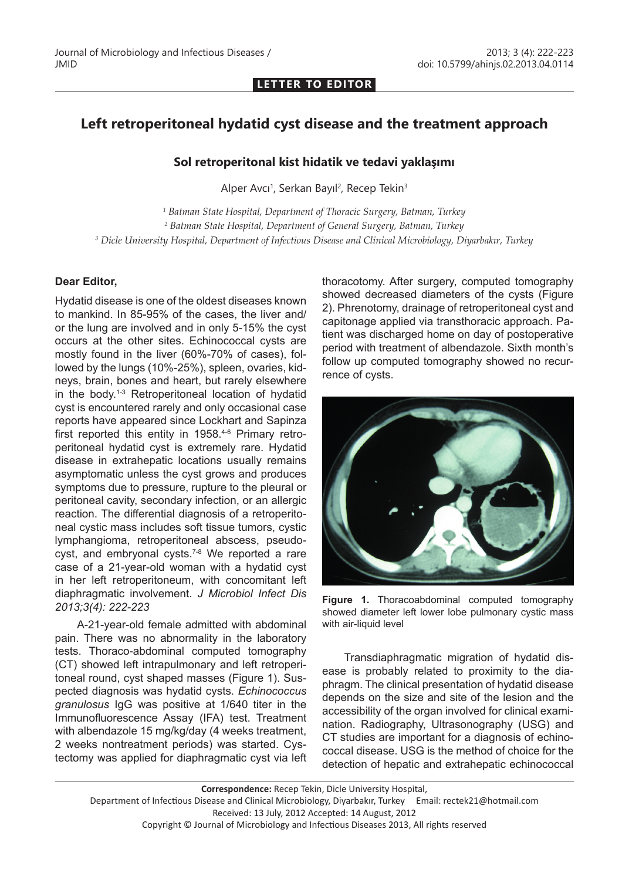**LETTER TO EDITOR**

# Left retroperitoneal hydatid cyst disease and the treatment approach

## Sol retroperitonal kist hidatik ve tedavi yaklaşımı

Alper Avcı[1], Serkan Bayıl[2], Recep Tekin[3]

*[1] Batman State Hospital, Department of Thoracic Surgery, Batman, Turkey*
*[2] Batman State Hospital, Department of General Surgery, Batman, Turkey*
*[3] Dicle University Hospital, Department of Infectious Disease and Clinical Microbiology, Diyarbakır, Turkey*

**Dear Editor,**

Hydatid disease is one of the oldest diseases known to mankind. In 85-95% of the cases, the liver and/or the lung are involved and in only 5-15% the cyst occurs at the other sites. Echinococcal cysts are mostly found in the liver (60%-70% of cases), followed by the lungs (10%-25%), spleen, ovaries, kidneys, brain, bones and heart, but rarely elsewhere in the body.[1-3] Retroperitoneal location of hydatid cyst is encountered rarely and only occasional case reports have appeared since Lockhart and Sapinza first reported this entity in 1958.[4-6] Primary retroperitoneal hydatid cyst is extremely rare. Hydatid disease in extrahepatic locations usually remains asymptomatic unless the cyst grows and produces symptoms due to pressure, rupture to the pleural or peritoneal cavity, secondary infection, or an allergic reaction. The differential diagnosis of a retroperitoneal cystic mass includes soft tissue tumors, cystic lymphangioma, retroperitoneal abscess, pseudocyst, and embryonal cysts.[7-8] We reported a rare case of a 21-year-old woman with a hydatid cyst in her left retroperitoneum, with concomitant left diaphragmatic involvement. *J Microbiol Infect Dis 2013;3(4): 222-223*

A-21-year-old female admitted with abdominal pain. There was no abnormality in the laboratory tests. Thoraco-abdominal computed tomography (CT) showed left intrapulmonary and left retroperitoneal round, cyst shaped masses (Figure 1). Suspected diagnosis was hydatid cysts. *Echinococcus granulosus* IgG was positive at 1/640 titer in the Immunofluorescence Assay (IFA) test. Treatment with albendazole 15 mg/kg/day (4 weeks treatment, 2 weeks nontreatment periods) was started. Cystectomy was applied for diaphragmatic cyst via left thoracotomy. After surgery, computed tomography showed decreased diameters of the cysts (Figure 2). Phrenotomy, drainage of retroperitoneal cyst and capitonage applied via transthoracic approach. Patient was discharged home on day of postoperative period with treatment of albendazole. Sixth month's follow up computed tomography showed no recurrence of cysts.

**Figure 1.** Thoracoabdominal computed tomography showed diameter left lower lobe pulmonary cystic mass with air-liquid level

Transdiaphragmatic migration of hydatid disease is probably related to proximity to the diaphragm. The clinical presentation of hydatid disease depends on the size and site of the lesion and the accessibility of the organ involved for clinical examination. Radiography, Ultrasonography (USG) and CT studies are important for a diagnosis of echinococcal disease. USG is the method of choice for the detection of hepatic and extrahepatic echinococcal

**Correspondence:** Recep Tekin, Dicle University Hospital,
Department of Infectious Disease and Clinical Microbiology, Diyarbakır, Turkey Email: rectek21@hotmail.com
Received: 13 July, 2012 Accepted: 14 August, 2012
Copyright © Journal of Microbiology and Infectious Diseases 2013, All rights reserved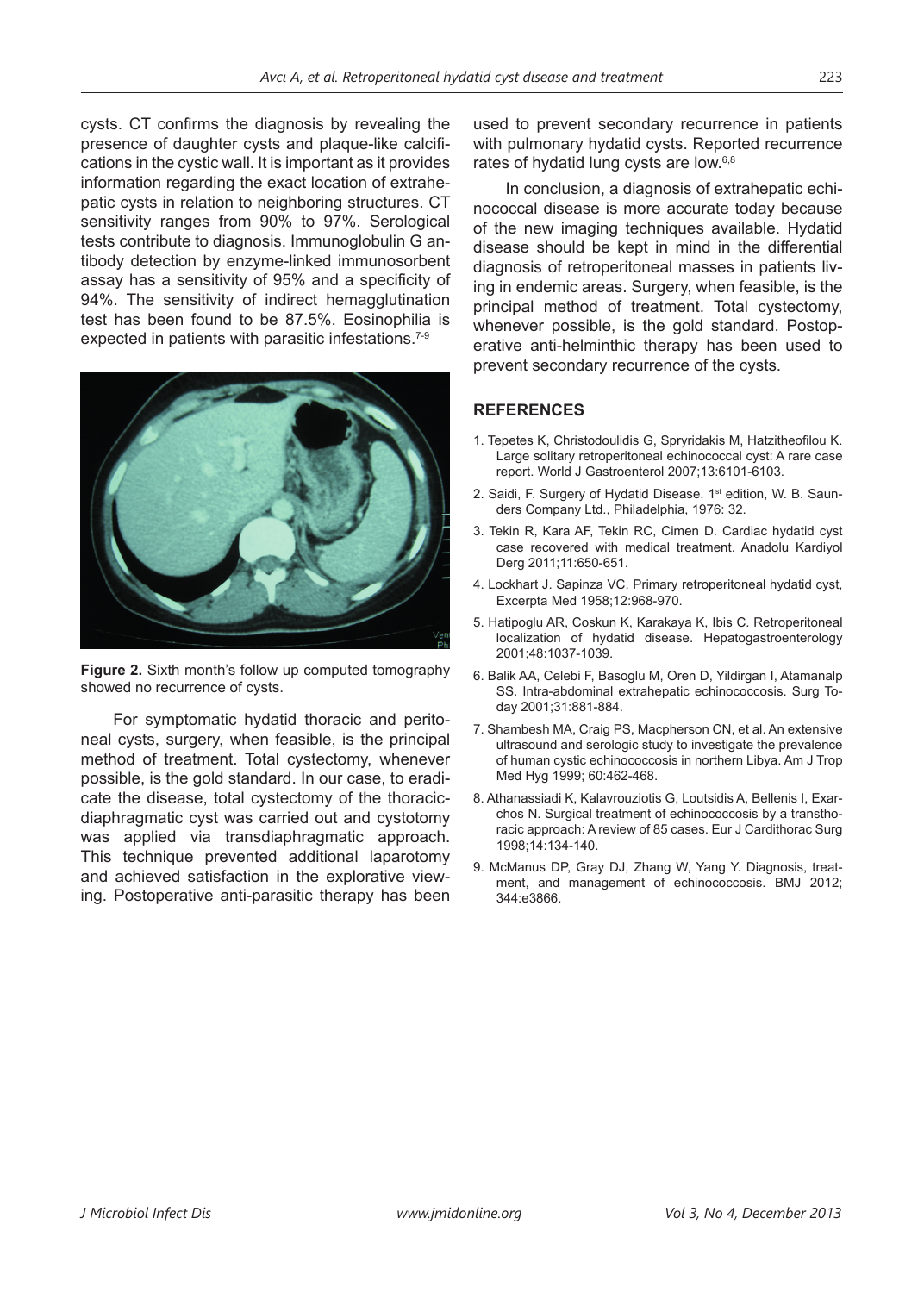cysts. CT confirms the diagnosis by revealing the presence of daughter cysts and plaque-like calcifications in the cystic wall. It is important as it provides information regarding the exact location of extrahepatic cysts in relation to neighboring structures. CT sensitivity ranges from 90% to 97%. Serological tests contribute to diagnosis. Immunoglobulin G antibody detection by enzyme-linked immunosorbent assay has a sensitivity of 95% and a specificity of 94%. The sensitivity of indirect hemagglutination test has been found to be 87.5%. Eosinophilia is expected in patients with parasitic infestations.[7-9]

**Figure 2.** Sixth month's follow up computed tomography showed no recurrence of cysts.

For symptomatic hydatid thoracic and peritoneal cysts, surgery, when feasible, is the principal method of treatment. Total cystectomy, whenever possible, is the gold standard. In our case, to eradicate the disease, total cystectomy of the thoracic-diaphragmatic cyst was carried out and cystotomy was applied via transdiaphragmatic approach. This technique prevented additional laparotomy and achieved satisfaction in the explorative viewing. Postoperative anti-parasitic therapy has been used to prevent secondary recurrence in patients with pulmonary hydatid cysts. Reported recurrence rates of hydatid lung cysts are low.[6,8]

In conclusion, a diagnosis of extrahepatic echinococcal disease is more accurate today because of the new imaging techniques available. Hydatid disease should be kept in mind in the differential diagnosis of retroperitoneal masses in patients living in endemic areas. Surgery, when feasible, is the principal method of treatment. Total cystectomy, whenever possible, is the gold standard. Postoperative anti-helminthic therapy has been used to prevent secondary recurrence of the cysts.

## REFERENCES

1. Tepetes K, Christodoulidis G, Spryridakis M, Hatzitheofilou K. Large solitary retroperitoneal echinococcal cyst: A rare case report. World J Gastroenterol 2007;13:6101-6103.
2. Saidi, F. Surgery of Hydatid Disease. 1st edition, W. B. Saunders Company Ltd., Philadelphia, 1976: 32.
3. Tekin R, Kara AF, Tekin RC, Cimen D. Cardiac hydatid cyst case recovered with medical treatment. Anadolu Kardiyol Derg 2011;11:650-651.
4. Lockhart J. Sapinza VC. Primary retroperitoneal hydatid cyst, Excerpta Med 1958;12:968-970.
5. Hatipoglu AR, Coskun K, Karakaya K, Ibis C. Retroperitoneal localization of hydatid disease. Hepatogastroenterology 2001;48:1037-1039.
6. Balik AA, Celebi F, Basoglu M, Oren D, Yildirgan I, Atamanalp SS. Intra-abdominal extrahepatic echinococcosis. Surg Today 2001;31:881-884.
7. Shambesh MA, Craig PS, Macpherson CN, et al. An extensive ultrasound and serologic study to investigate the prevalence of human cystic echinococcosis in northern Libya. Am J Trop Med Hyg 1999; 60:462-468.
8. Athanassiadi K, Kalavrouziotis G, Loutsidis A, Bellenis I, Exarchos N. Surgical treatment of echinococcosis by a transthoracic approach: A review of 85 cases. Eur J Cardithorac Surg 1998;14:134-140.
9. McManus DP, Gray DJ, Zhang W, Yang Y. Diagnosis, treatment, and management of echinococcosis. BMJ 2012; 344:e3866.